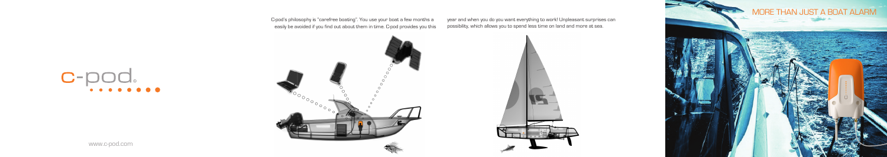c-pod

www.c-pod.com

C-pod's philosophy is "carefree boating". You use your boat a few months a year and when you do you want everything to work! Unpleasant surprises can easily be avoided if you find out about them in time. C-pod provides you this possibility, which allows you to spend less time on land and more at sea.

# MORE THAN JUST A BOAT ALARM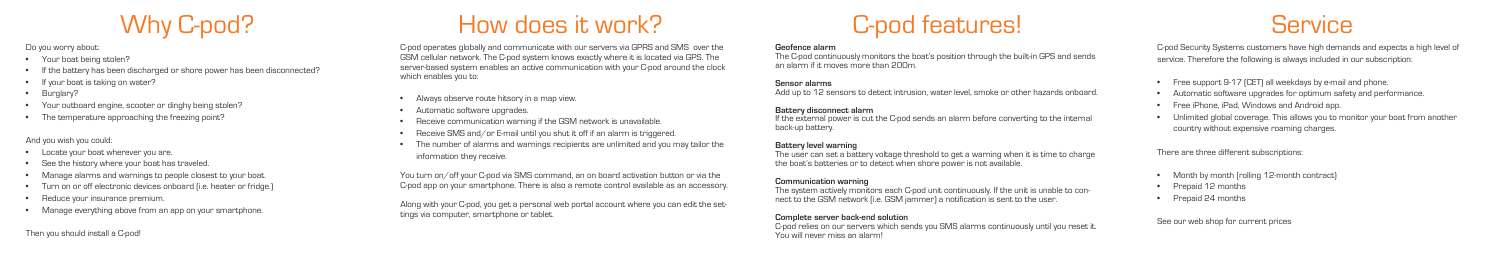# Why C-pod?

Do you worry about:

- Your boat being stolen?
- If the battery has been discharged or shore power has been disconnected?
- If your boat is taking on water?
- Burglary?
- Your outboard engine, scooter or dinghy being stolen?
- The temperature approaching the freezing point?

And you wish you could:

- Locate your boat wherever you are.
- See the history where your boat has traveled.
- Manage alarms and warnings to people closest to your boat.
- Turn on or off electronic devices onboard (i.e. heater or fridge.)
- Reduce your insurance premium.
- Manage everything above from an app on your smartphone.

Then you should install a C-pod!

# How does it work?

C-pod operates globally and communicate with our servers via GPRS and SMS over the GSM cellular network. The C-pod system knows exactly where it is located via GPS. The server-based system enables an active communication with your C-pod around the clock which enables you to:

- Always observe route hitsory in a map view.
- Automatic software upgrades.
- Receive communication warning if the GSM network is unavailable.
- Receive SMS and/or E-mail until you shut it off if an alarm is triggered.
- The number of alarms and warnings recipients are unlimited and you may tailor the information they receive.

You turn on/off your C-pod via SMS command, an on board activation button or via the C-pod app on your smartphone. There is also a remote control available as an accessory.

Along with your C-pod, you get a personal web portal account where you can edit the settings via computer, smartphone or tablet.

# C-pod features!

**Geofence alarm**
The C-pod continuously monitors the boat's position through the built-in GPS and sends an alarm if it moves more than 200m.

**Sensor alarms**
Add up to 12 sensors to detect intrusion, water level, smoke or other hazards onboard.

**Battery disconnect alarm**
If the external power is cut the C-pod sends an alarm before converting to the internal back-up battery.

**Battery level warning**
The user can set a battery voltage threshold to get a warning when it is time to charge the boat's batteries or to detect when shore power is not available.

**Communication warning**
The system actively monitors each C-pod unit continuously. If the unit is unable to connect to the GSM network (i.e. GSM jammer) a notification is sent to the user.

**Complete server back-end solution**
C-pod relies on our servers which sends you SMS alarms continuously until you reset it. You will never miss an alarm!

# Service

C-pod Security Systems customers have high demands and expects a high level of service. Therefore the following is always included in our subscription:

- Free support 9-17 (CET) all weekdays by e-mail and phone.
- Automatic software upgrades for optimum safety and performance.
- Free iPhone, iPad, Windows and Android app.
- Unlimited global coverage. This allows you to monitor your boat from another country without expensive roaming charges.

There are three different subscriptions:

- Month by month (rolling 12-month contract)
- Prepaid 12 months
- Prepaid 24 months

See our web shop for current prices